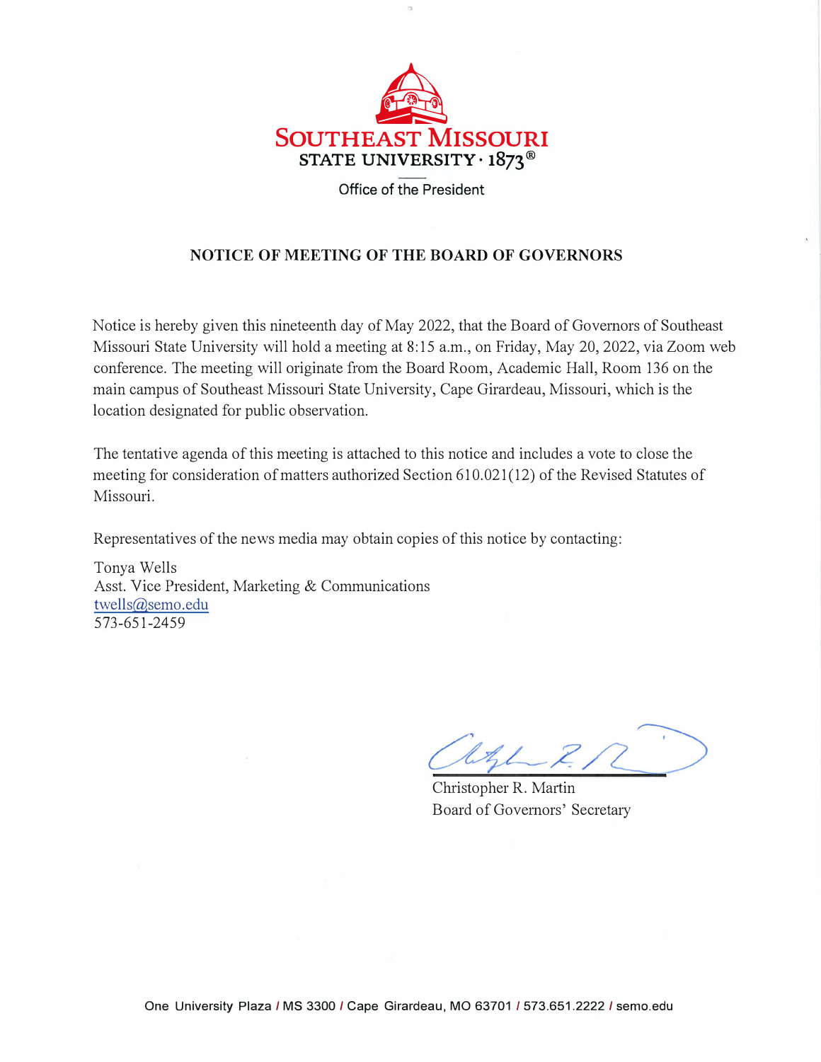SOUTHEAST MISSOURI
STATE UNIVERSITY · 1873®

Office of the President

## NOTICE OF MEETING OF THE BOARD OF GOVERNORS

Notice is hereby given this nineteenth day of May 2022, that the Board of Governors of Southeast Missouri State University will hold a meeting at 8:15 a.m., on Friday, May 20, 2022, via Zoom web conference. The meeting will originate from the Board Room, Academic Hall, Room 136 on the main campus of Southeast Missouri State University, Cape Girardeau, Missouri, which is the location designated for public observation.

The tentative agenda of this meeting is attached to this notice and includes a vote to close the meeting for consideration of matters authorized Section 610.021(12) of the Revised Statutes of Missouri.

Representatives of the news media may obtain copies of this notice by contacting:

Tonya Wells
Asst. Vice President, Marketing & Communications
twells@semo.edu
573-651-2459

Christopher R. Martin
Board of Governors' Secretary

One University Plaza / MS 3300 / Cape Girardeau, MO 63701 / 573.651.2222 / semo.edu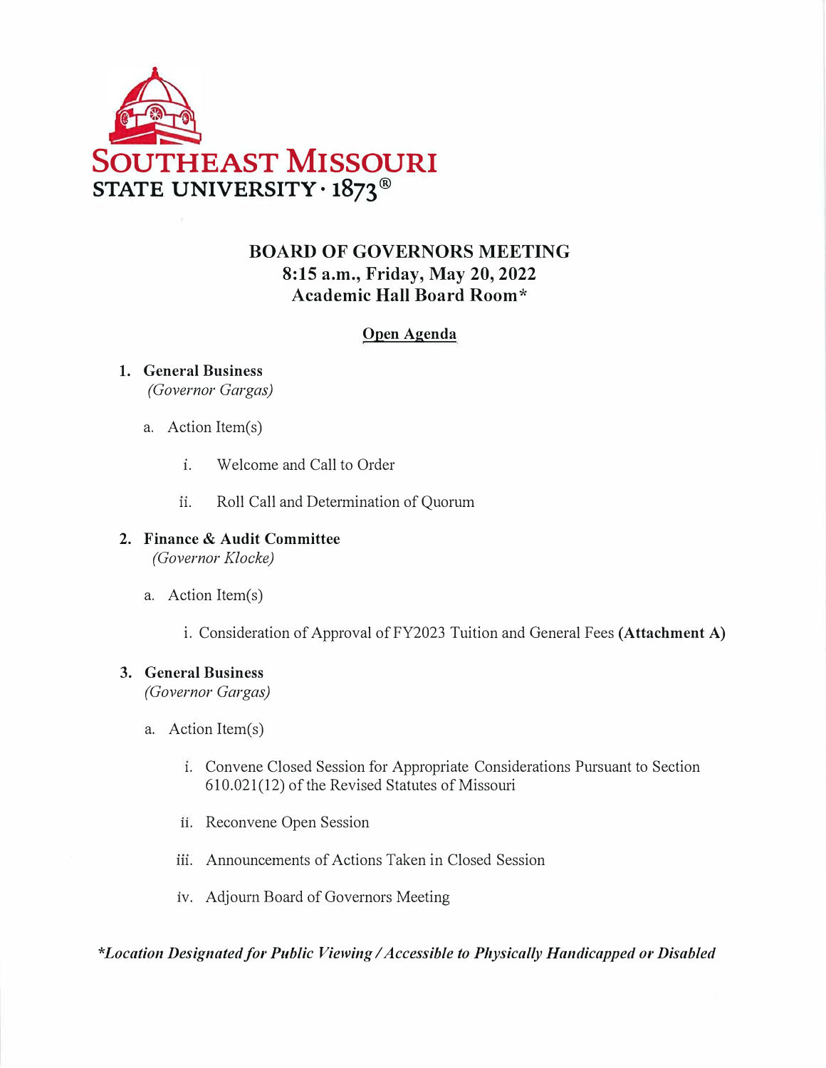SOUTHEAST MISSOURI
STATE UNIVERSITY · 1873®

## BOARD OF GOVERNORS MEETING
## 8:15 a.m., Friday, May 20, 2022
## Academic Hall Board Room*

**Open Agenda**

1. **General Business**
   *(Governor Gargas)*

   a. Action Item(s)

      i. Welcome and Call to Order

      ii. Roll Call and Determination of Quorum

2. **Finance & Audit Committee**
   *(Governor Klocke)*

   a. Action Item(s)

      i. Consideration of Approval of FY2023 Tuition and General Fees **(Attachment A)**

3. **General Business**
   *(Governor Gargas)*

   a. Action Item(s)

      i. Convene Closed Session for Appropriate Considerations Pursuant to Section 610.021(12) of the Revised Statutes of Missouri

      ii. Reconvene Open Session

      iii. Announcements of Actions Taken in Closed Session

      iv. Adjourn Board of Governors Meeting

***Location Designated for Public Viewing / Accessible to Physically Handicapped or Disabled***